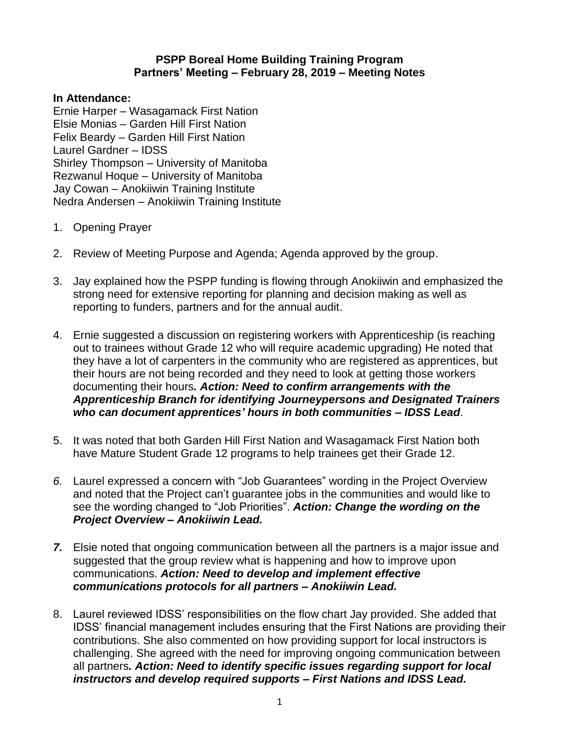**PSPP Boreal Home Building Training Program**
**Partners' Meeting – February 28, 2019 – Meeting Notes**

**In Attendance:**
Ernie Harper – Wasagamack First Nation
Elsie Monias – Garden Hill First Nation
Felix Beardy – Garden Hill First Nation
Laurel Gardner – IDSS
Shirley Thompson – University of Manitoba
Rezwanul Hoque – University of Manitoba
Jay Cowan – Anokiiwin Training Institute
Nedra Andersen – Anokiiwin Training Institute

1. Opening Prayer

2. Review of Meeting Purpose and Agenda; Agenda approved by the group.

3. Jay explained how the PSPP funding is flowing through Anokiiwin and emphasized the strong need for extensive reporting for planning and decision making as well as reporting to funders, partners and for the annual audit.

4. Ernie suggested a discussion on registering workers with Apprenticeship (is reaching out to trainees without Grade 12 who will require academic upgrading) He noted that they have a lot of carpenters in the community who are registered as apprentices, but their hours are not being recorded and they need to look at getting those workers documenting their hours***. Action: Need to confirm arrangements with the Apprenticeship Branch for identifying Journeypersons and Designated Trainers who can document apprentices' hours in both communities – IDSS Lead***.

5. It was noted that both Garden Hill First Nation and Wasagamack First Nation both have Mature Student Grade 12 programs to help trainees get their Grade 12.

6. Laurel expressed a concern with "Job Guarantees" wording in the Project Overview and noted that the Project can't guarantee jobs in the communities and would like to see the wording changed to "Job Priorities". ***Action: Change the wording on the Project Overview – Anokiiwin Lead.***

7. Elsie noted that ongoing communication between all the partners is a major issue and suggested that the group review what is happening and how to improve upon communications. ***Action: Need to develop and implement effective communications protocols for all partners – Anokiiwin Lead.***

8. Laurel reviewed IDSS' responsibilities on the flow chart Jay provided. She added that IDSS' financial management includes ensuring that the First Nations are providing their contributions. She also commented on how providing support for local instructors is challenging. She agreed with the need for improving ongoing communication between all partners***. Action: Need to identify specific issues regarding support for local instructors and develop required supports – First Nations and IDSS Lead.***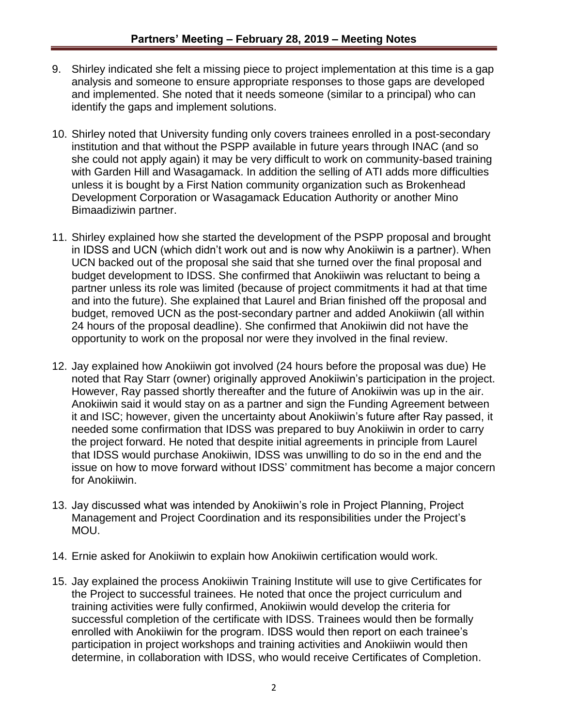9. Shirley indicated she felt a missing piece to project implementation at this time is a gap analysis and someone to ensure appropriate responses to those gaps are developed and implemented. She noted that it needs someone (similar to a principal) who can identify the gaps and implement solutions.

10. Shirley noted that University funding only covers trainees enrolled in a post-secondary institution and that without the PSPP available in future years through INAC (and so she could not apply again) it may be very difficult to work on community-based training with Garden Hill and Wasagamack. In addition the selling of ATI adds more difficulties unless it is bought by a First Nation community organization such as Brokenhead Development Corporation or Wasagamack Education Authority or another Mino Bimaadiziwin partner.

11. Shirley explained how she started the development of the PSPP proposal and brought in IDSS and UCN (which didn't work out and is now why Anokiiwin is a partner). When UCN backed out of the proposal she said that she turned over the final proposal and budget development to IDSS. She confirmed that Anokiiwin was reluctant to being a partner unless its role was limited (because of project commitments it had at that time and into the future). She explained that Laurel and Brian finished off the proposal and budget, removed UCN as the post-secondary partner and added Anokiiwin (all within 24 hours of the proposal deadline). She confirmed that Anokiiwin did not have the opportunity to work on the proposal nor were they involved in the final review.

12. Jay explained how Anokiiwin got involved (24 hours before the proposal was due) He noted that Ray Starr (owner) originally approved Anokiiwin's participation in the project. However, Ray passed shortly thereafter and the future of Anokiiwin was up in the air. Anokiiwin said it would stay on as a partner and sign the Funding Agreement between it and ISC; however, given the uncertainty about Anokiiwin's future after Ray passed, it needed some confirmation that IDSS was prepared to buy Anokiiwin in order to carry the project forward. He noted that despite initial agreements in principle from Laurel that IDSS would purchase Anokiiwin, IDSS was unwilling to do so in the end and the issue on how to move forward without IDSS' commitment has become a major concern for Anokiiwin.

13. Jay discussed what was intended by Anokiiwin's role in Project Planning, Project Management and Project Coordination and its responsibilities under the Project's MOU.

14. Ernie asked for Anokiiwin to explain how Anokiiwin certification would work.

15. Jay explained the process Anokiiwin Training Institute will use to give Certificates for the Project to successful trainees. He noted that once the project curriculum and training activities were fully confirmed, Anokiiwin would develop the criteria for successful completion of the certificate with IDSS. Trainees would then be formally enrolled with Anokiiwin for the program. IDSS would then report on each trainee's participation in project workshops and training activities and Anokiiwin would then determine, in collaboration with IDSS, who would receive Certificates of Completion.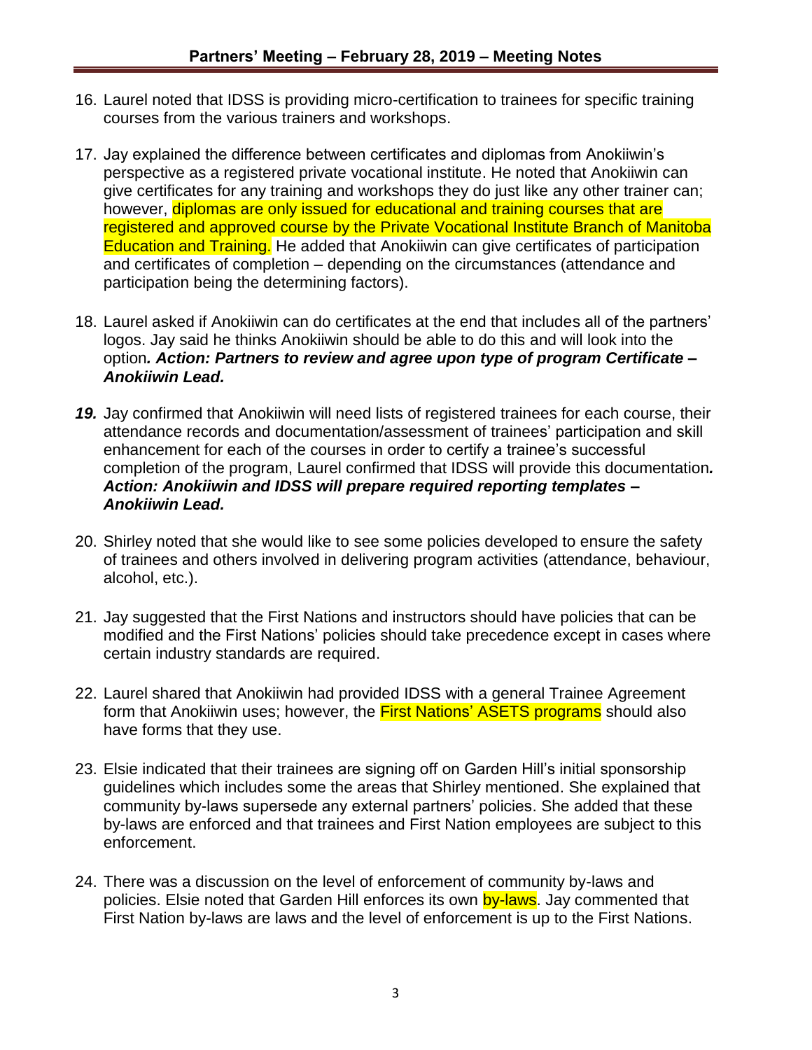16. Laurel noted that IDSS is providing micro-certification to trainees for specific training courses from the various trainers and workshops.

17. Jay explained the difference between certificates and diplomas from Anokiiwin's perspective as a registered private vocational institute. He noted that Anokiiwin can give certificates for any training and workshops they do just like any other trainer can; however, diplomas are only issued for educational and training courses that are registered and approved course by the Private Vocational Institute Branch of Manitoba Education and Training. He added that Anokiiwin can give certificates of participation and certificates of completion – depending on the circumstances (attendance and participation being the determining factors).

18. Laurel asked if Anokiiwin can do certificates at the end that includes all of the partners' logos. Jay said he thinks Anokiiwin should be able to do this and will look into the option***. Action: Partners to review and agree upon type of program Certificate – Anokiiwin Lead.***

***19.*** Jay confirmed that Anokiiwin will need lists of registered trainees for each course, their attendance records and documentation/assessment of trainees' participation and skill enhancement for each of the courses in order to certify a trainee's successful completion of the program, Laurel confirmed that IDSS will provide this documentation***. Action: Anokiiwin and IDSS will prepare required reporting templates – Anokiiwin Lead.***

20. Shirley noted that she would like to see some policies developed to ensure the safety of trainees and others involved in delivering program activities (attendance, behaviour, alcohol, etc.).

21. Jay suggested that the First Nations and instructors should have policies that can be modified and the First Nations' policies should take precedence except in cases where certain industry standards are required.

22. Laurel shared that Anokiiwin had provided IDSS with a general Trainee Agreement form that Anokiiwin uses; however, the First Nations' ASETS programs should also have forms that they use.

23. Elsie indicated that their trainees are signing off on Garden Hill's initial sponsorship guidelines which includes some the areas that Shirley mentioned. She explained that community by-laws supersede any external partners' policies. She added that these by-laws are enforced and that trainees and First Nation employees are subject to this enforcement.

24. There was a discussion on the level of enforcement of community by-laws and policies. Elsie noted that Garden Hill enforces its own by-laws. Jay commented that First Nation by-laws are laws and the level of enforcement is up to the First Nations.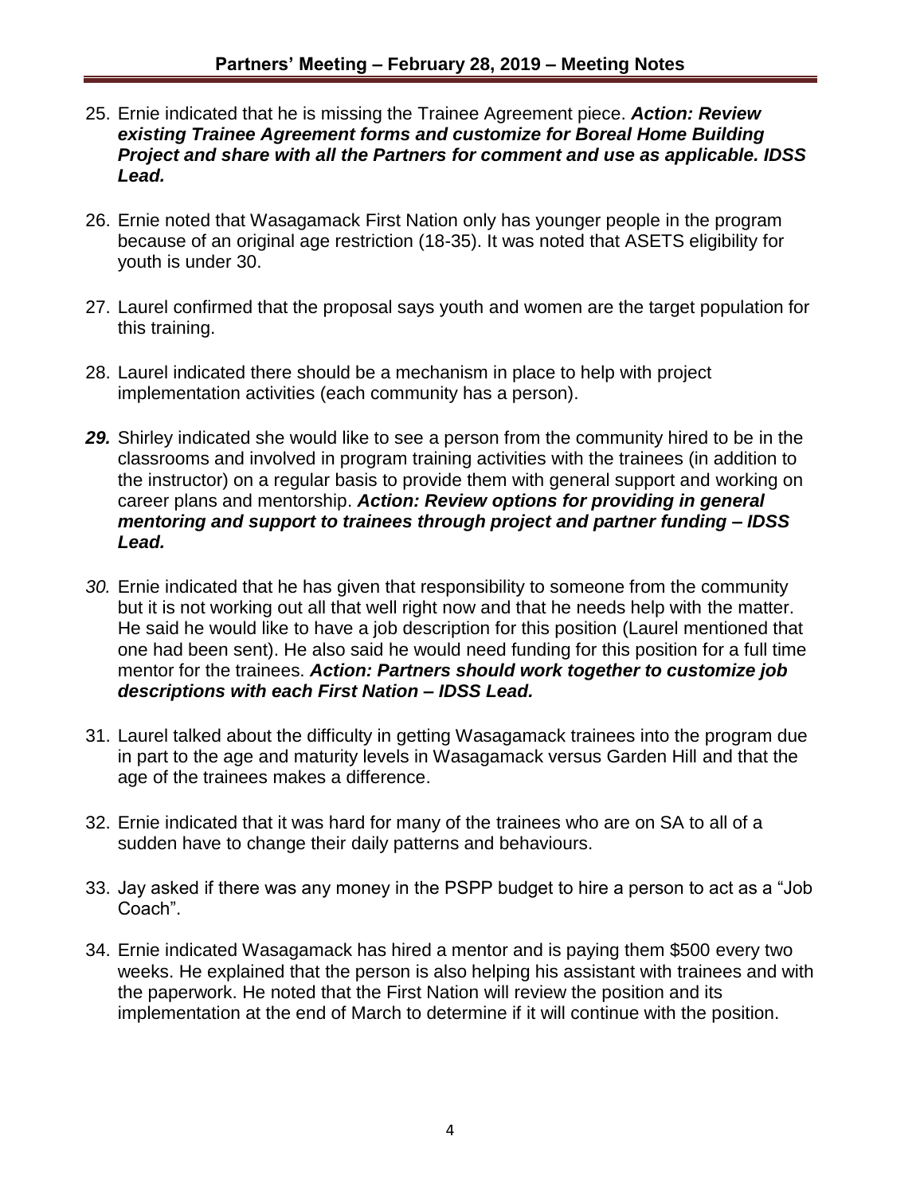25. Ernie indicated that he is missing the Trainee Agreement piece. ***Action: Review existing Trainee Agreement forms and customize for Boreal Home Building Project and share with all the Partners for comment and use as applicable. IDSS Lead.***

26. Ernie noted that Wasagamack First Nation only has younger people in the program because of an original age restriction (18-35). It was noted that ASETS eligibility for youth is under 30.

27. Laurel confirmed that the proposal says youth and women are the target population for this training.

28. Laurel indicated there should be a mechanism in place to help with project implementation activities (each community has a person).

29. Shirley indicated she would like to see a person from the community hired to be in the classrooms and involved in program training activities with the trainees (in addition to the instructor) on a regular basis to provide them with general support and working on career plans and mentorship. ***Action: Review options for providing in general mentoring and support to trainees through project and partner funding – IDSS Lead.***

30. Ernie indicated that he has given that responsibility to someone from the community but it is not working out all that well right now and that he needs help with the matter. He said he would like to have a job description for this position (Laurel mentioned that one had been sent). He also said he would need funding for this position for a full time mentor for the trainees. ***Action: Partners should work together to customize job descriptions with each First Nation – IDSS Lead.***

31. Laurel talked about the difficulty in getting Wasagamack trainees into the program due in part to the age and maturity levels in Wasagamack versus Garden Hill and that the age of the trainees makes a difference.

32. Ernie indicated that it was hard for many of the trainees who are on SA to all of a sudden have to change their daily patterns and behaviours.

33. Jay asked if there was any money in the PSPP budget to hire a person to act as a "Job Coach".

34. Ernie indicated Wasagamack has hired a mentor and is paying them $500 every two weeks. He explained that the person is also helping his assistant with trainees and with the paperwork. He noted that the First Nation will review the position and its implementation at the end of March to determine if it will continue with the position.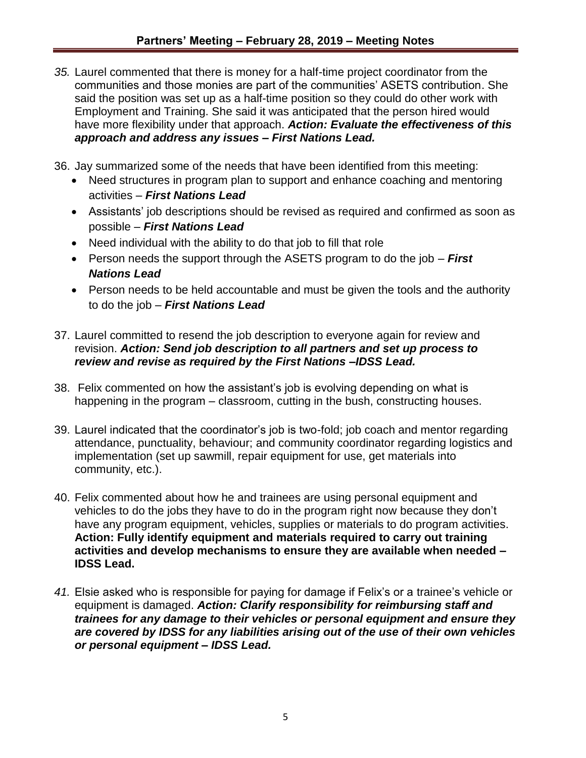*35.* Laurel commented that there is money for a half-time project coordinator from the communities and those monies are part of the communities' ASETS contribution. She said the position was set up as a half-time position so they could do other work with Employment and Training. She said it was anticipated that the person hired would have more flexibility under that approach. ***Action: Evaluate the effectiveness of this approach and address any issues – First Nations Lead.***

36. Jay summarized some of the needs that have been identified from this meeting:
    - Need structures in program plan to support and enhance coaching and mentoring activities – ***First Nations Lead***
    - Assistants' job descriptions should be revised as required and confirmed as soon as possible – ***First Nations Lead***
    - Need individual with the ability to do that job to fill that role
    - Person needs the support through the ASETS program to do the job – ***First Nations Lead***
    - Person needs to be held accountable and must be given the tools and the authority to do the job – ***First Nations Lead***

37. Laurel committed to resend the job description to everyone again for review and revision. ***Action: Send job description to all partners and set up process to review and revise as required by the First Nations –IDSS Lead.***

38. Felix commented on how the assistant's job is evolving depending on what is happening in the program – classroom, cutting in the bush, constructing houses.

39. Laurel indicated that the coordinator's job is two-fold; job coach and mentor regarding attendance, punctuality, behaviour; and community coordinator regarding logistics and implementation (set up sawmill, repair equipment for use, get materials into community, etc.).

40. Felix commented about how he and trainees are using personal equipment and vehicles to do the jobs they have to do in the program right now because they don't have any program equipment, vehicles, supplies or materials to do program activities. **Action: Fully identify equipment and materials required to carry out training activities and develop mechanisms to ensure they are available when needed – IDSS Lead.**

*41.* Elsie asked who is responsible for paying for damage if Felix's or a trainee's vehicle or equipment is damaged. ***Action: Clarify responsibility for reimbursing staff and trainees for any damage to their vehicles or personal equipment and ensure they are covered by IDSS for any liabilities arising out of the use of their own vehicles or personal equipment – IDSS Lead.***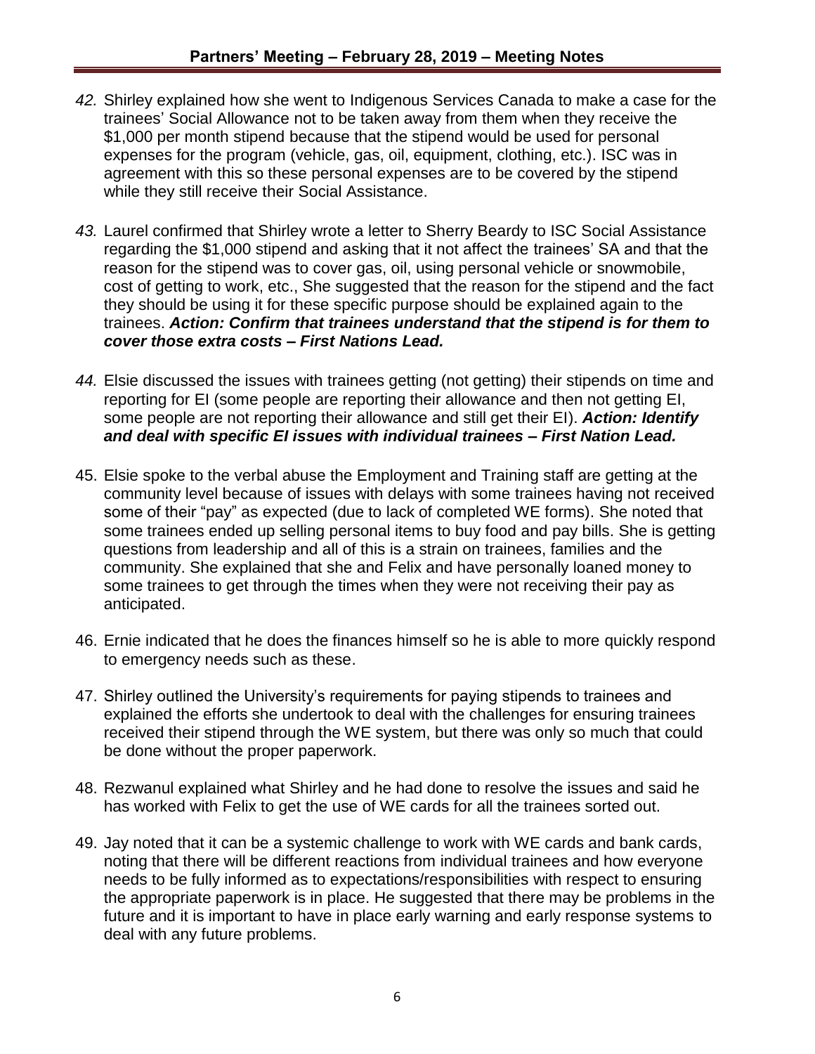*42.* Shirley explained how she went to Indigenous Services Canada to make a case for the trainees' Social Allowance not to be taken away from them when they receive the $1,000 per month stipend because that the stipend would be used for personal expenses for the program (vehicle, gas, oil, equipment, clothing, etc.). ISC was in agreement with this so these personal expenses are to be covered by the stipend while they still receive their Social Assistance.

*43.* Laurel confirmed that Shirley wrote a letter to Sherry Beardy to ISC Social Assistance regarding the $1,000 stipend and asking that it not affect the trainees' SA and that the reason for the stipend was to cover gas, oil, using personal vehicle or snowmobile, cost of getting to work, etc., She suggested that the reason for the stipend and the fact they should be using it for these specific purpose should be explained again to the trainees. ***Action: Confirm that trainees understand that the stipend is for them to cover those extra costs – First Nations Lead.***

*44.* Elsie discussed the issues with trainees getting (not getting) their stipends on time and reporting for EI (some people are reporting their allowance and then not getting EI, some people are not reporting their allowance and still get their EI). ***Action: Identify and deal with specific EI issues with individual trainees – First Nation Lead.***

45. Elsie spoke to the verbal abuse the Employment and Training staff are getting at the community level because of issues with delays with some trainees having not received some of their "pay" as expected (due to lack of completed WE forms). She noted that some trainees ended up selling personal items to buy food and pay bills. She is getting questions from leadership and all of this is a strain on trainees, families and the community. She explained that she and Felix and have personally loaned money to some trainees to get through the times when they were not receiving their pay as anticipated.

46. Ernie indicated that he does the finances himself so he is able to more quickly respond to emergency needs such as these.

47. Shirley outlined the University's requirements for paying stipends to trainees and explained the efforts she undertook to deal with the challenges for ensuring trainees received their stipend through the WE system, but there was only so much that could be done without the proper paperwork.

48. Rezwanul explained what Shirley and he had done to resolve the issues and said he has worked with Felix to get the use of WE cards for all the trainees sorted out.

49. Jay noted that it can be a systemic challenge to work with WE cards and bank cards, noting that there will be different reactions from individual trainees and how everyone needs to be fully informed as to expectations/responsibilities with respect to ensuring the appropriate paperwork is in place. He suggested that there may be problems in the future and it is important to have in place early warning and early response systems to deal with any future problems.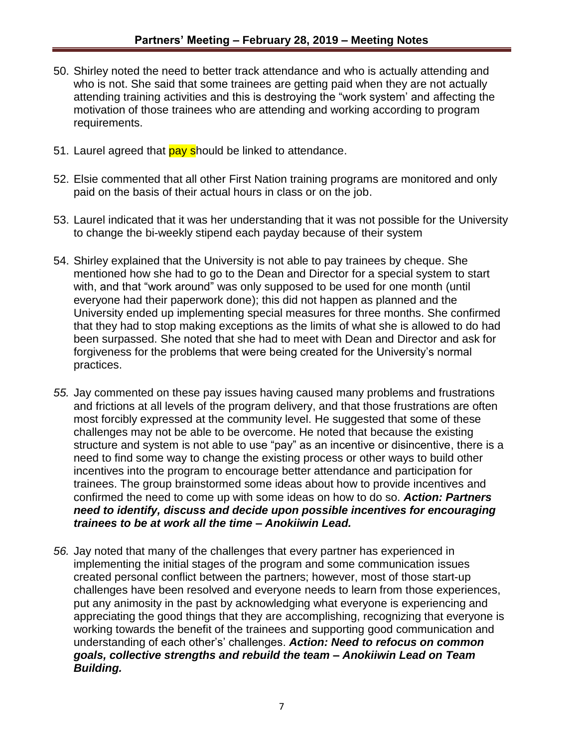50. Shirley noted the need to better track attendance and who is actually attending and who is not. She said that some trainees are getting paid when they are not actually attending training activities and this is destroying the "work system' and affecting the motivation of those trainees who are attending and working according to program requirements.

51. Laurel agreed that pay should be linked to attendance.

52. Elsie commented that all other First Nation training programs are monitored and only paid on the basis of their actual hours in class or on the job.

53. Laurel indicated that it was her understanding that it was not possible for the University to change the bi-weekly stipend each payday because of their system

54. Shirley explained that the University is not able to pay trainees by cheque. She mentioned how she had to go to the Dean and Director for a special system to start with, and that "work around" was only supposed to be used for one month (until everyone had their paperwork done); this did not happen as planned and the University ended up implementing special measures for three months. She confirmed that they had to stop making exceptions as the limits of what she is allowed to do had been surpassed. She noted that she had to meet with Dean and Director and ask for forgiveness for the problems that were being created for the University's normal practices.

55. Jay commented on these pay issues having caused many problems and frustrations and frictions at all levels of the program delivery, and that those frustrations are often most forcibly expressed at the community level. He suggested that some of these challenges may not be able to be overcome. He noted that because the existing structure and system is not able to use "pay" as an incentive or disincentive, there is a need to find some way to change the existing process or other ways to build other incentives into the program to encourage better attendance and participation for trainees. The group brainstormed some ideas about how to provide incentives and confirmed the need to come up with some ideas on how to do so. ***Action: Partners need to identify, discuss and decide upon possible incentives for encouraging trainees to be at work all the time – Anokiiwin Lead.***

56. Jay noted that many of the challenges that every partner has experienced in implementing the initial stages of the program and some communication issues created personal conflict between the partners; however, most of those start-up challenges have been resolved and everyone needs to learn from those experiences, put any animosity in the past by acknowledging what everyone is experiencing and appreciating the good things that they are accomplishing, recognizing that everyone is working towards the benefit of the trainees and supporting good communication and understanding of each other's' challenges. ***Action: Need to refocus on common goals, collective strengths and rebuild the team – Anokiiwin Lead on Team Building.***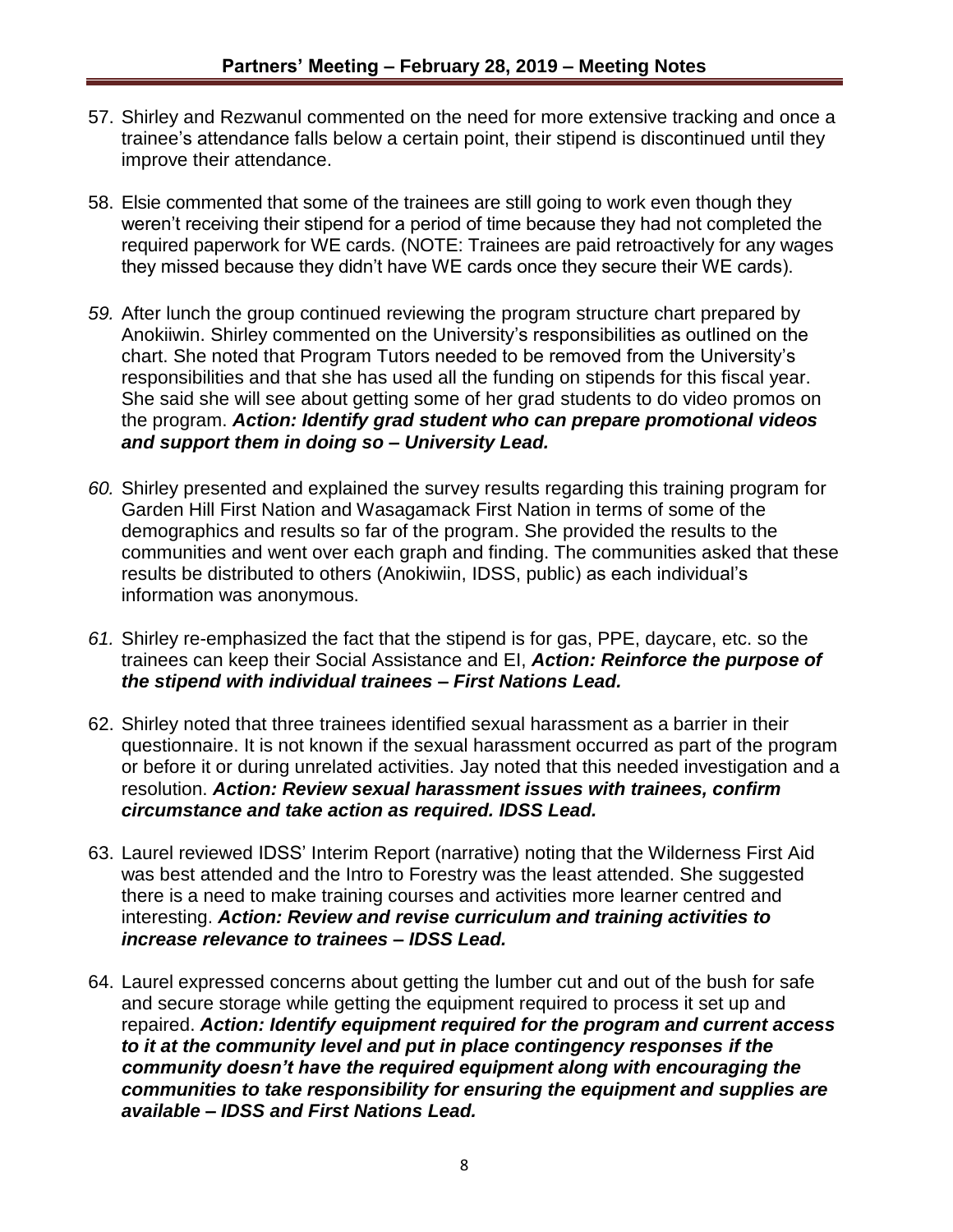57. Shirley and Rezwanul commented on the need for more extensive tracking and once a trainee's attendance falls below a certain point, their stipend is discontinued until they improve their attendance.

58. Elsie commented that some of the trainees are still going to work even though they weren't receiving their stipend for a period of time because they had not completed the required paperwork for WE cards. (NOTE: Trainees are paid retroactively for any wages they missed because they didn't have WE cards once they secure their WE cards).

59. After lunch the group continued reviewing the program structure chart prepared by Anokiiwin. Shirley commented on the University's responsibilities as outlined on the chart. She noted that Program Tutors needed to be removed from the University's responsibilities and that she has used all the funding on stipends for this fiscal year. She said she will see about getting some of her grad students to do video promos on the program. ***Action: Identify grad student who can prepare promotional videos and support them in doing so – University Lead.***

60. Shirley presented and explained the survey results regarding this training program for Garden Hill First Nation and Wasagamack First Nation in terms of some of the demographics and results so far of the program. She provided the results to the communities and went over each graph and finding. The communities asked that these results be distributed to others (Anokiwiin, IDSS, public) as each individual's information was anonymous.

61. Shirley re-emphasized the fact that the stipend is for gas, PPE, daycare, etc. so the trainees can keep their Social Assistance and EI, ***Action: Reinforce the purpose of the stipend with individual trainees – First Nations Lead.***

62. Shirley noted that three trainees identified sexual harassment as a barrier in their questionnaire. It is not known if the sexual harassment occurred as part of the program or before it or during unrelated activities. Jay noted that this needed investigation and a resolution. ***Action: Review sexual harassment issues with trainees, confirm circumstance and take action as required. IDSS Lead.***

63. Laurel reviewed IDSS' Interim Report (narrative) noting that the Wilderness First Aid was best attended and the Intro to Forestry was the least attended. She suggested there is a need to make training courses and activities more learner centred and interesting. ***Action: Review and revise curriculum and training activities to increase relevance to trainees – IDSS Lead.***

64. Laurel expressed concerns about getting the lumber cut and out of the bush for safe and secure storage while getting the equipment required to process it set up and repaired. ***Action: Identify equipment required for the program and current access to it at the community level and put in place contingency responses if the community doesn't have the required equipment along with encouraging the communities to take responsibility for ensuring the equipment and supplies are available – IDSS and First Nations Lead.***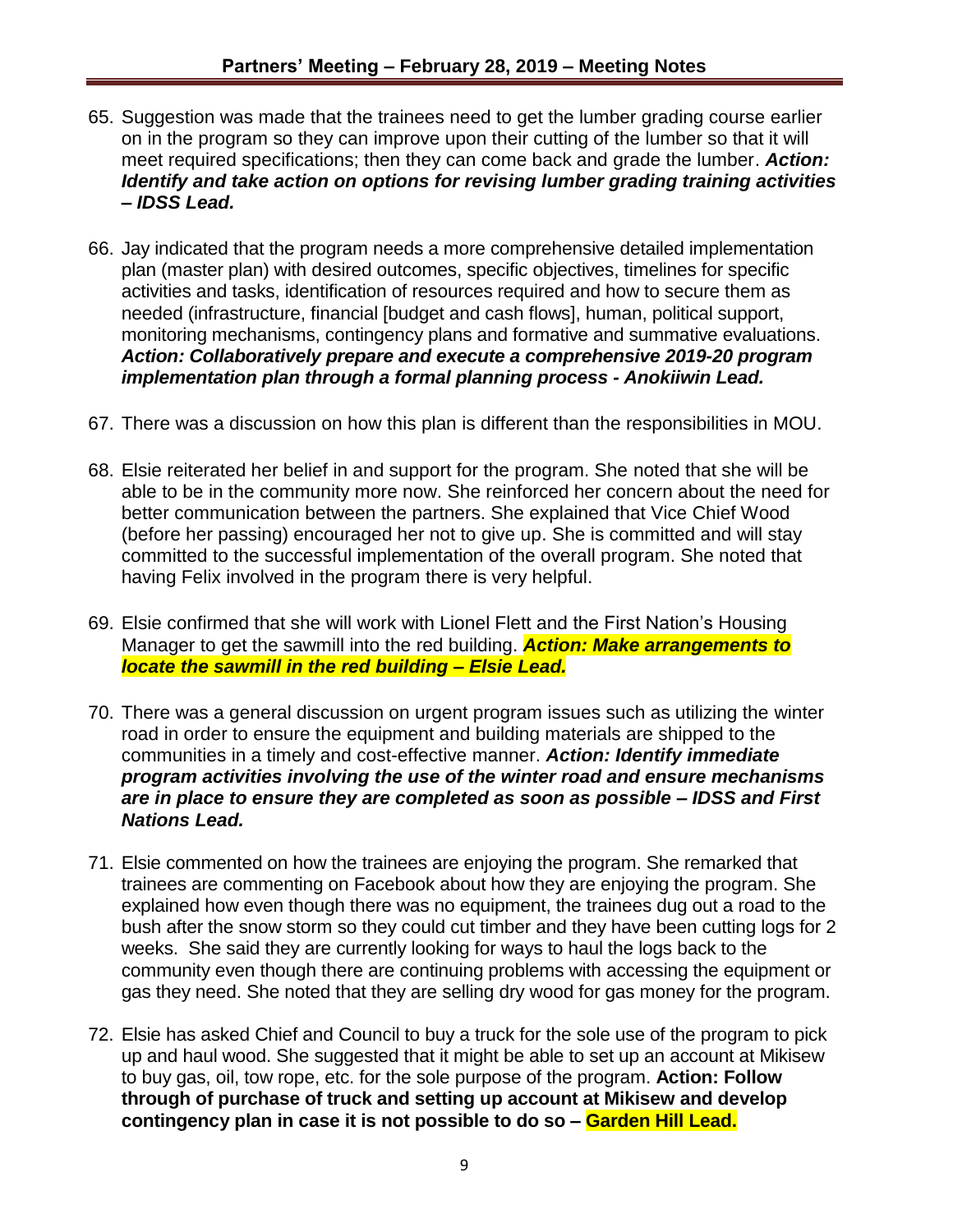65. Suggestion was made that the trainees need to get the lumber grading course earlier on in the program so they can improve upon their cutting of the lumber so that it will meet required specifications; then they can come back and grade the lumber. ***Action: Identify and take action on options for revising lumber grading training activities – IDSS Lead.***

66. Jay indicated that the program needs a more comprehensive detailed implementation plan (master plan) with desired outcomes, specific objectives, timelines for specific activities and tasks, identification of resources required and how to secure them as needed (infrastructure, financial [budget and cash flows], human, political support, monitoring mechanisms, contingency plans and formative and summative evaluations. ***Action: Collaboratively prepare and execute a comprehensive 2019-20 program implementation plan through a formal planning process - Anokiiwin Lead.***

67. There was a discussion on how this plan is different than the responsibilities in MOU.

68. Elsie reiterated her belief in and support for the program. She noted that she will be able to be in the community more now. She reinforced her concern about the need for better communication between the partners. She explained that Vice Chief Wood (before her passing) encouraged her not to give up. She is committed and will stay committed to the successful implementation of the overall program. She noted that having Felix involved in the program there is very helpful.

69. Elsie confirmed that she will work with Lionel Flett and the First Nation's Housing Manager to get the sawmill into the red building. ***Action: Make arrangements to locate the sawmill in the red building – Elsie Lead.***

70. There was a general discussion on urgent program issues such as utilizing the winter road in order to ensure the equipment and building materials are shipped to the communities in a timely and cost-effective manner. ***Action: Identify immediate program activities involving the use of the winter road and ensure mechanisms are in place to ensure they are completed as soon as possible – IDSS and First Nations Lead.***

71. Elsie commented on how the trainees are enjoying the program. She remarked that trainees are commenting on Facebook about how they are enjoying the program. She explained how even though there was no equipment, the trainees dug out a road to the bush after the snow storm so they could cut timber and they have been cutting logs for 2 weeks. She said they are currently looking for ways to haul the logs back to the community even though there are continuing problems with accessing the equipment or gas they need. She noted that they are selling dry wood for gas money for the program.

72. Elsie has asked Chief and Council to buy a truck for the sole use of the program to pick up and haul wood. She suggested that it might be able to set up an account at Mikisew to buy gas, oil, tow rope, etc. for the sole purpose of the program. **Action: Follow through of purchase of truck and setting up account at Mikisew and develop contingency plan in case it is not possible to do so – Garden Hill Lead.**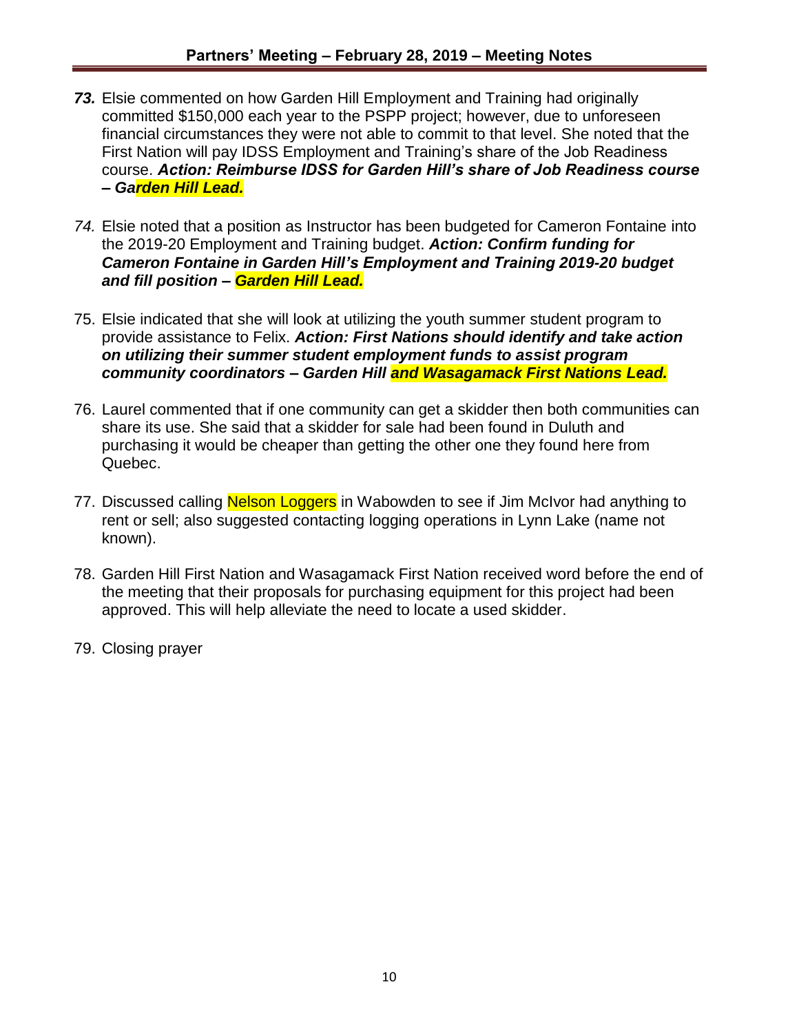**Partners' Meeting – February 28, 2019 – Meeting Notes**

***73.*** Elsie commented on how Garden Hill Employment and Training had originally committed $150,000 each year to the PSPP project; however, due to unforeseen financial circumstances they were not able to commit to that level. She noted that the First Nation will pay IDSS Employment and Training's share of the Job Readiness course. ***Action: Reimburse IDSS for Garden Hill's share of Job Readiness course – Garden Hill Lead.***

*74.* Elsie noted that a position as Instructor has been budgeted for Cameron Fontaine into the 2019-20 Employment and Training budget. ***Action: Confirm funding for Cameron Fontaine in Garden Hill's Employment and Training 2019-20 budget and fill position – Garden Hill Lead.***

75. Elsie indicated that she will look at utilizing the youth summer student program to provide assistance to Felix. ***Action: First Nations should identify and take action on utilizing their summer student employment funds to assist program community coordinators – Garden Hill and Wasagamack First Nations Lead.***

76. Laurel commented that if one community can get a skidder then both communities can share its use. She said that a skidder for sale had been found in Duluth and purchasing it would be cheaper than getting the other one they found here from Quebec.

77. Discussed calling Nelson Loggers in Wabowden to see if Jim McIvor had anything to rent or sell; also suggested contacting logging operations in Lynn Lake (name not known).

78. Garden Hill First Nation and Wasagamack First Nation received word before the end of the meeting that their proposals for purchasing equipment for this project had been approved. This will help alleviate the need to locate a used skidder.

79. Closing prayer